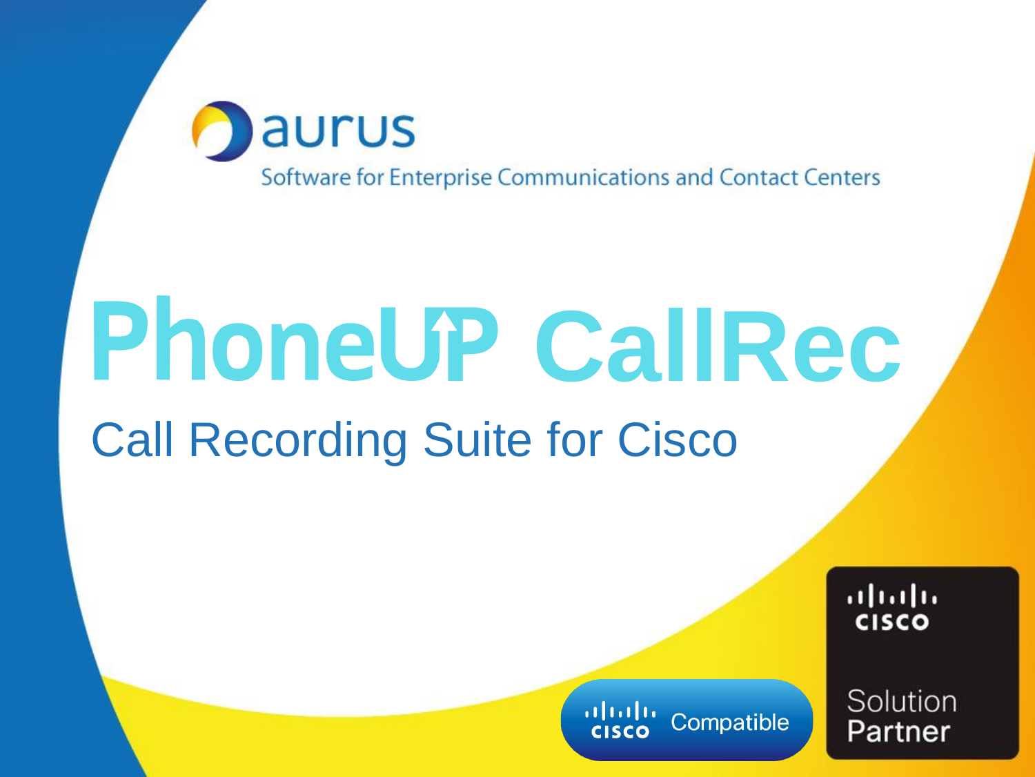aurus

Software for Enterprise Communications and Contact Centers

# PhoneUP CallRec

## Call Recording Suite for Cisco

Cisco Compatible

Cisco Solution Partner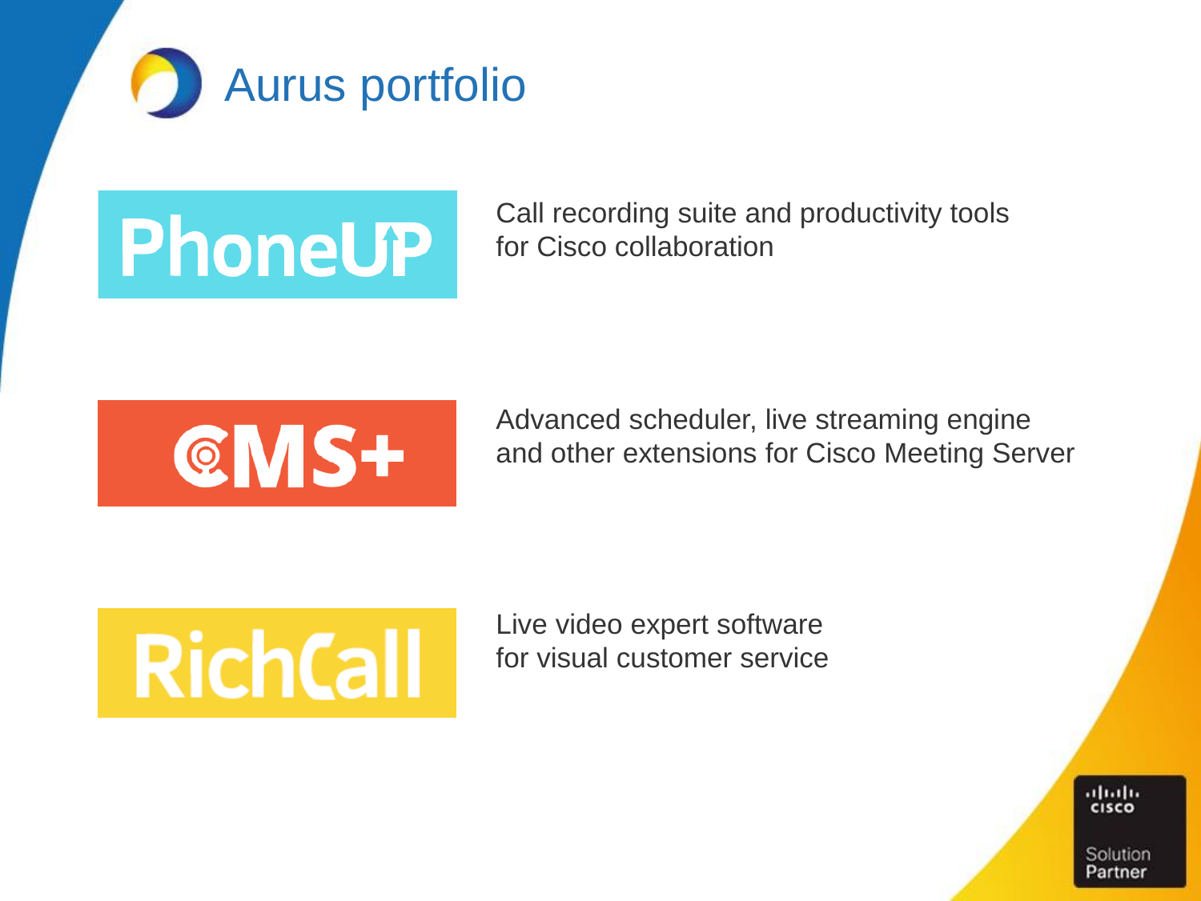# Aurus portfolio

**PhoneUP**

Call recording suite and productivity tools for Cisco collaboration

**CMS+**

Advanced scheduler, live streaming engine and other extensions for Cisco Meeting Server

**RichCall**

Live video expert software for visual customer service

Cisco Solution Partner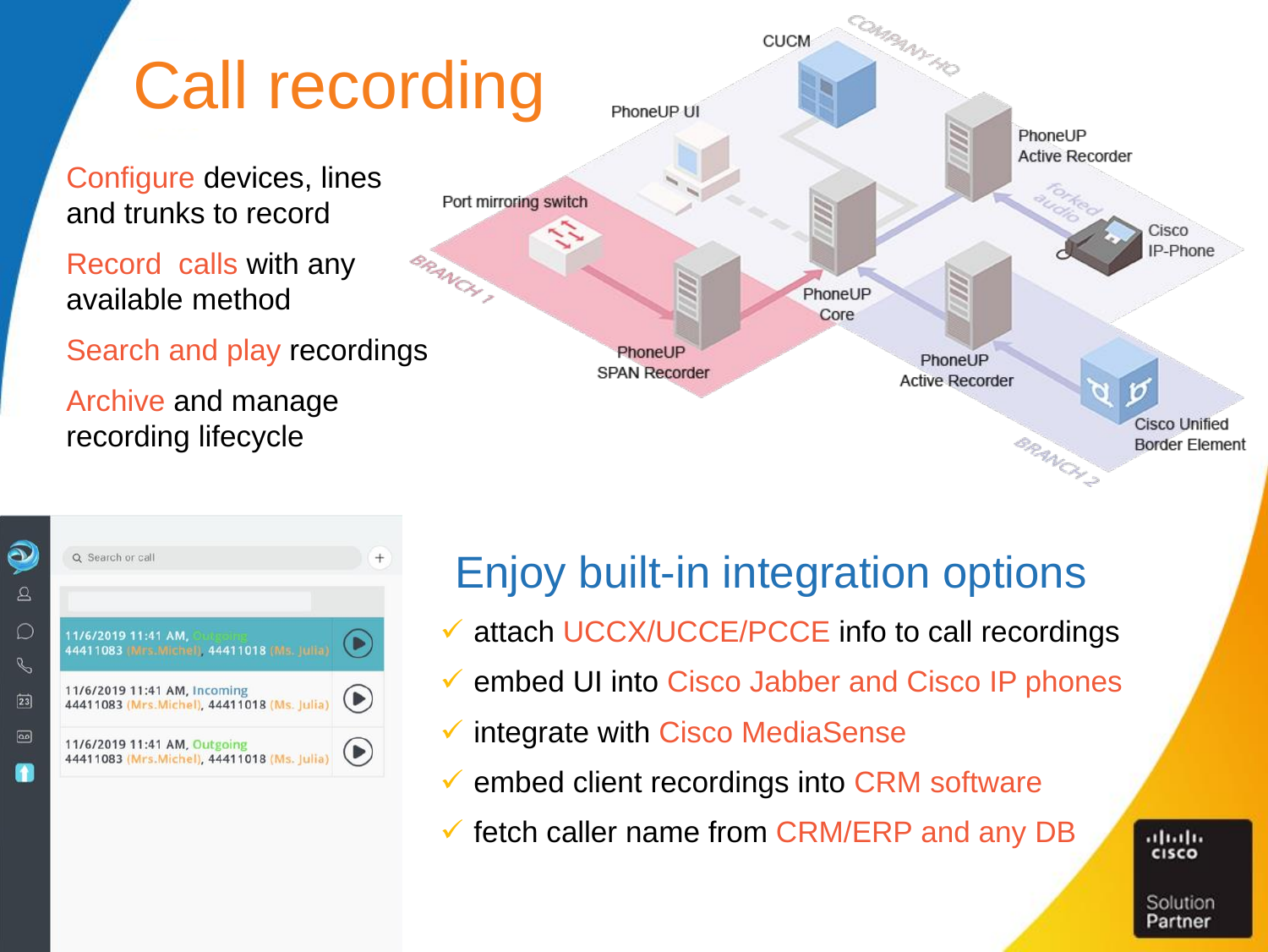# Call recording

Configure devices, lines and trunks to record

Record calls with any available method

Search and play recordings

Archive and manage recording lifecycle

## Enjoy built-in integration options

- ✓ attach UCCX/UCCE/PCCE info to call recordings
- ✓ embed UI into Cisco Jabber and Cisco IP phones
- ✓ integrate with Cisco MediaSense
- ✓ embed client recordings into CRM software
- ✓ fetch caller name from CRM/ERP and any DB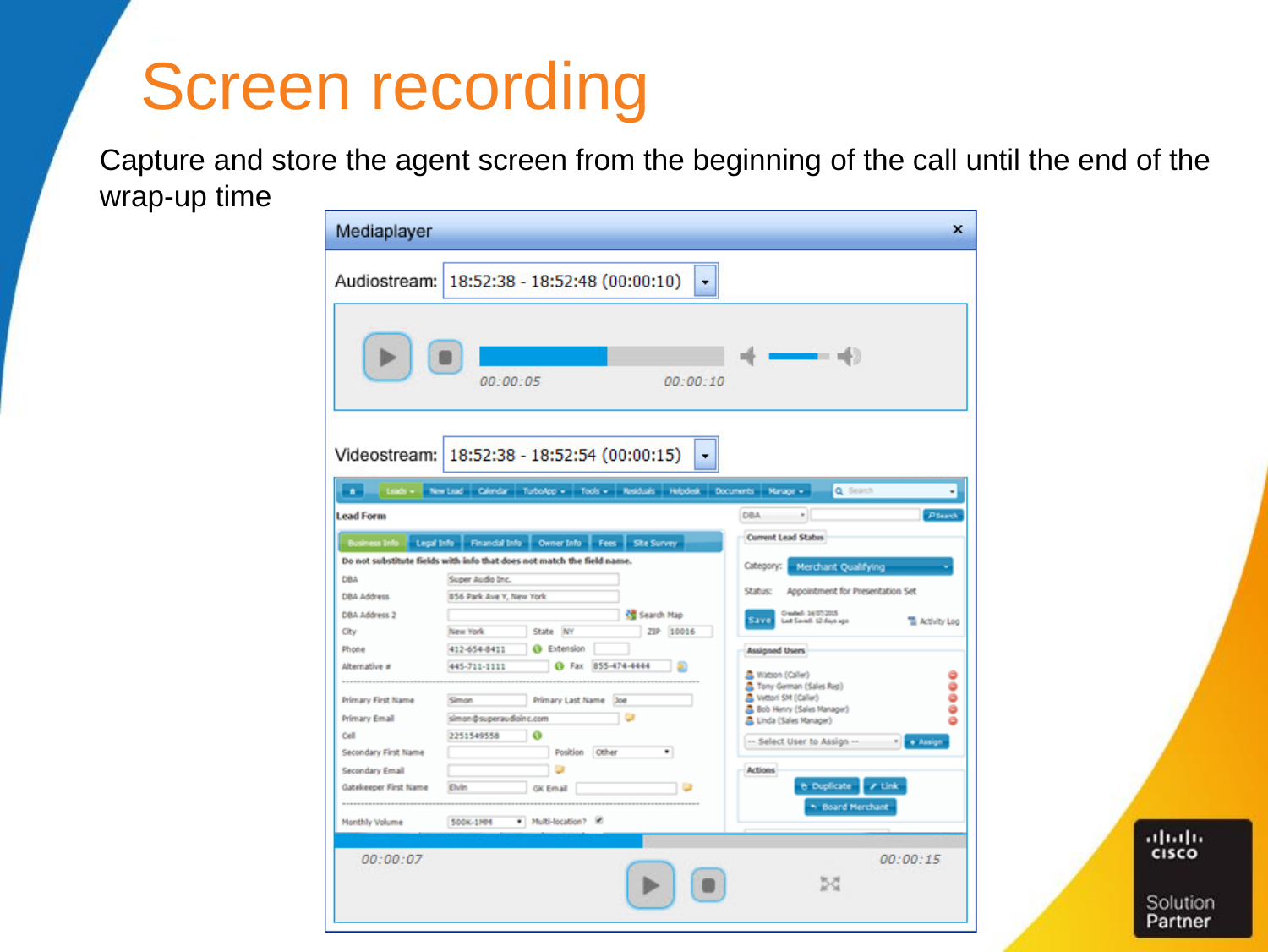# Screen recording

Capture and store the agent screen from the beginning of the call until the end of the wrap-up time

Mediaplayer

Audiostream: 18:52:38 - 18:52:48 (00:00:10)

00:00:05 00:00:10

Videostream: 18:52:38 - 18:52:54 (00:00:15)

00:00:07 00:00:15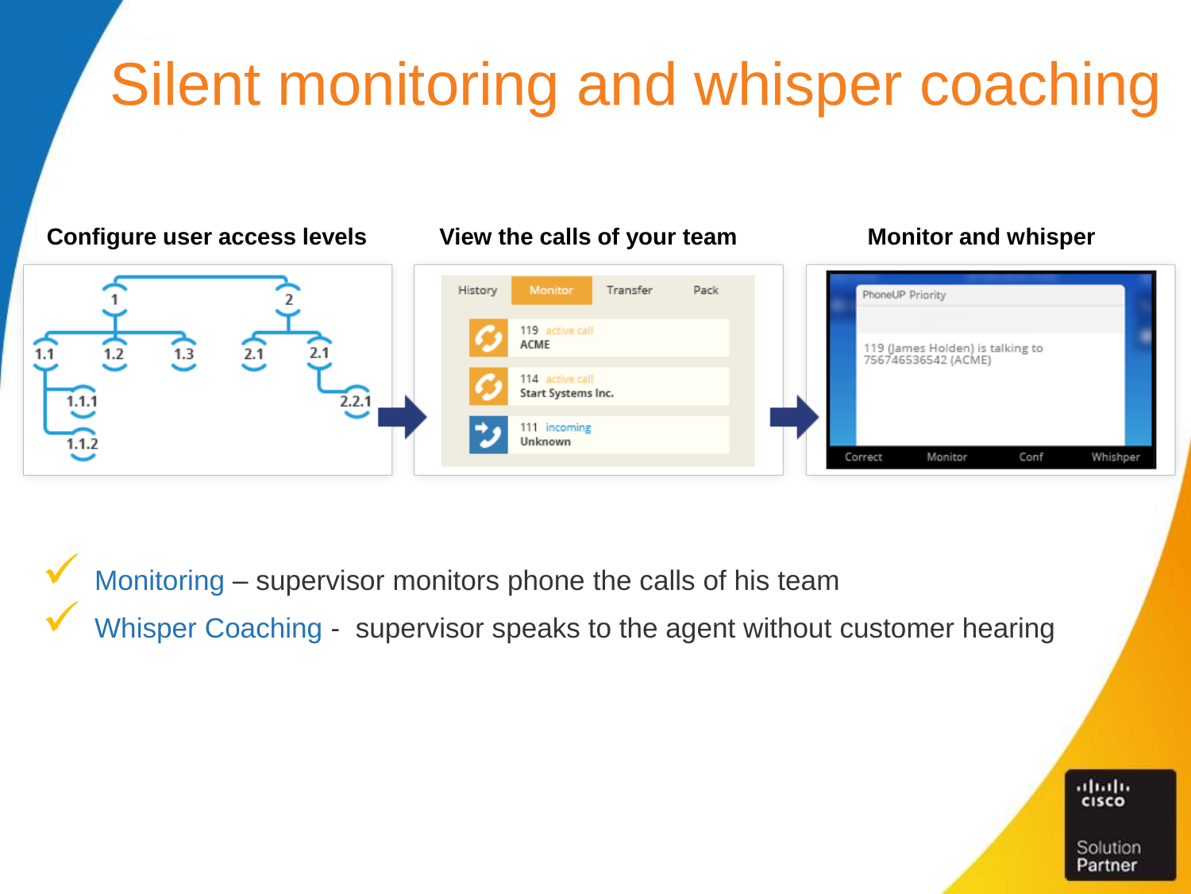# Silent monitoring and whisper coaching

**Configure user access levels**

**View the calls of your team**

**Monitor and whisper**

- ✓ Monitoring – supervisor monitors phone the calls of his team
- ✓ Whisper Coaching - supervisor speaks to the agent without customer hearing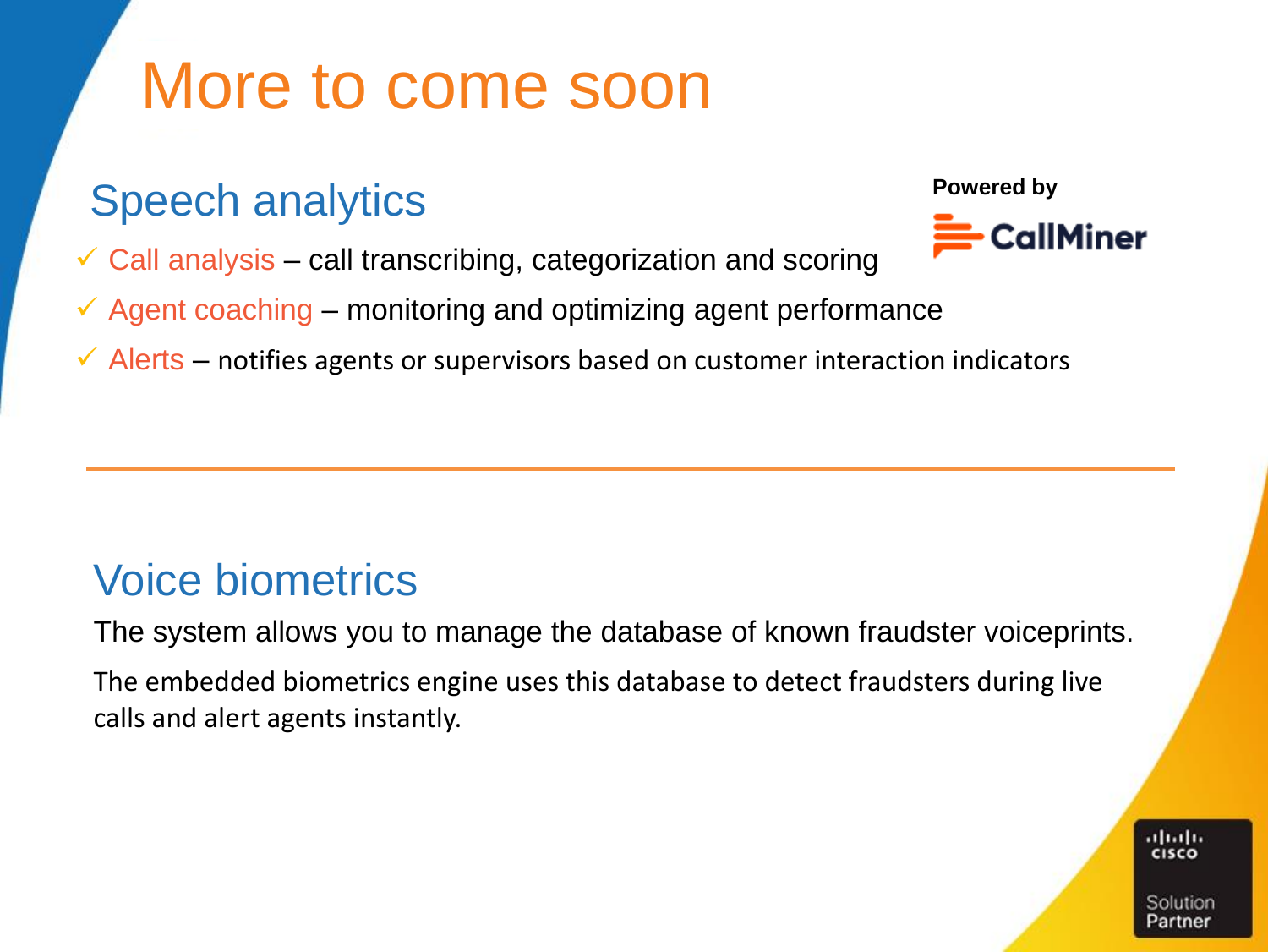# More to come soon

## Speech analytics

Powered by CallMiner

- ✓ Call analysis – call transcribing, categorization and scoring
- ✓ Agent coaching – monitoring and optimizing agent performance
- ✓ Alerts – notifies agents or supervisors based on customer interaction indicators

---

## Voice biometrics

The system allows you to manage the database of known fraudster voiceprints.

The embedded biometrics engine uses this database to detect fraudsters during live calls and alert agents instantly.

cisco Solution Partner